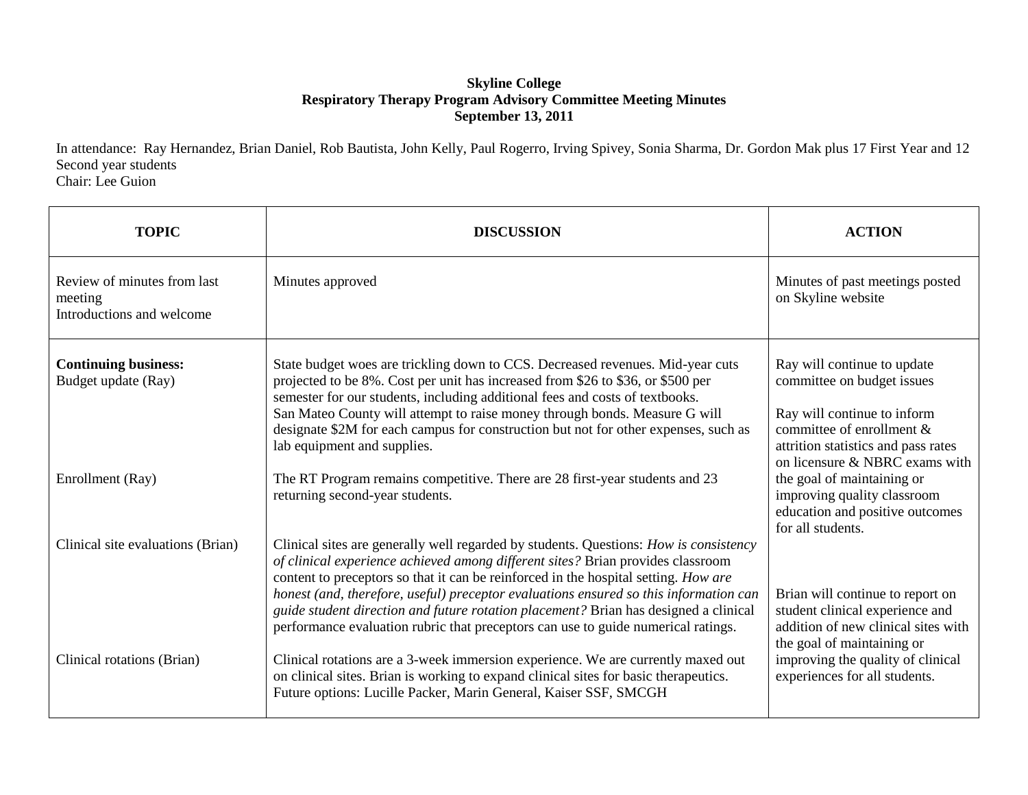**Skyline College**
**Respiratory Therapy Program Advisory Committee Meeting Minutes**
**September 13, 2011**

In attendance: Ray Hernandez, Brian Daniel, Rob Bautista, John Kelly, Paul Rogerro, Irving Spivey, Sonia Sharma, Dr. Gordon Mak plus 17 First Year and 12 Second year students
Chair: Lee Guion

| TOPIC | DISCUSSION | ACTION |
|---|---|---|
| Review of minutes from last meeting<br>Introductions and welcome | Minutes approved | Minutes of past meetings posted on Skyline website |
| **Continuing business:**<br>Budget update (Ray) | State budget woes are trickling down to CCS. Decreased revenues. Mid-year cuts projected to be 8%. Cost per unit has increased from $26 to $36, or $500 per semester for our students, including additional fees and costs of textbooks.<br>San Mateo County will attempt to raise money through bonds. Measure G will designate $2M for each campus for construction but not for other expenses, such as lab equipment and supplies. | Ray will continue to update committee on budget issues<br><br>Ray will continue to inform committee of enrollment & attrition statistics and pass rates on licensure & NBRC exams with the goal of maintaining or improving quality classroom education and positive outcomes for all students. |
| Enrollment (Ray) | The RT Program remains competitive. There are 28 first-year students and 23 returning second-year students. | |
| Clinical site evaluations (Brian) | Clinical sites are generally well regarded by students. Questions: *How is consistency of clinical experience achieved among different sites?* Brian provides classroom content to preceptors so that it can be reinforced in the hospital setting. *How are honest (and, therefore, useful) preceptor evaluations ensured so this information can guide student direction and future rotation placement?* Brian has designed a clinical performance evaluation rubric that preceptors can use to guide numerical ratings. | Brian will continue to report on student clinical experience and addition of new clinical sites with the goal of maintaining or improving the quality of clinical experiences for all students. |
| Clinical rotations (Brian) | Clinical rotations are a 3-week immersion experience. We are currently maxed out on clinical sites. Brian is working to expand clinical sites for basic therapeutics. Future options: Lucille Packer, Marin General, Kaiser SSF, SMCGH | |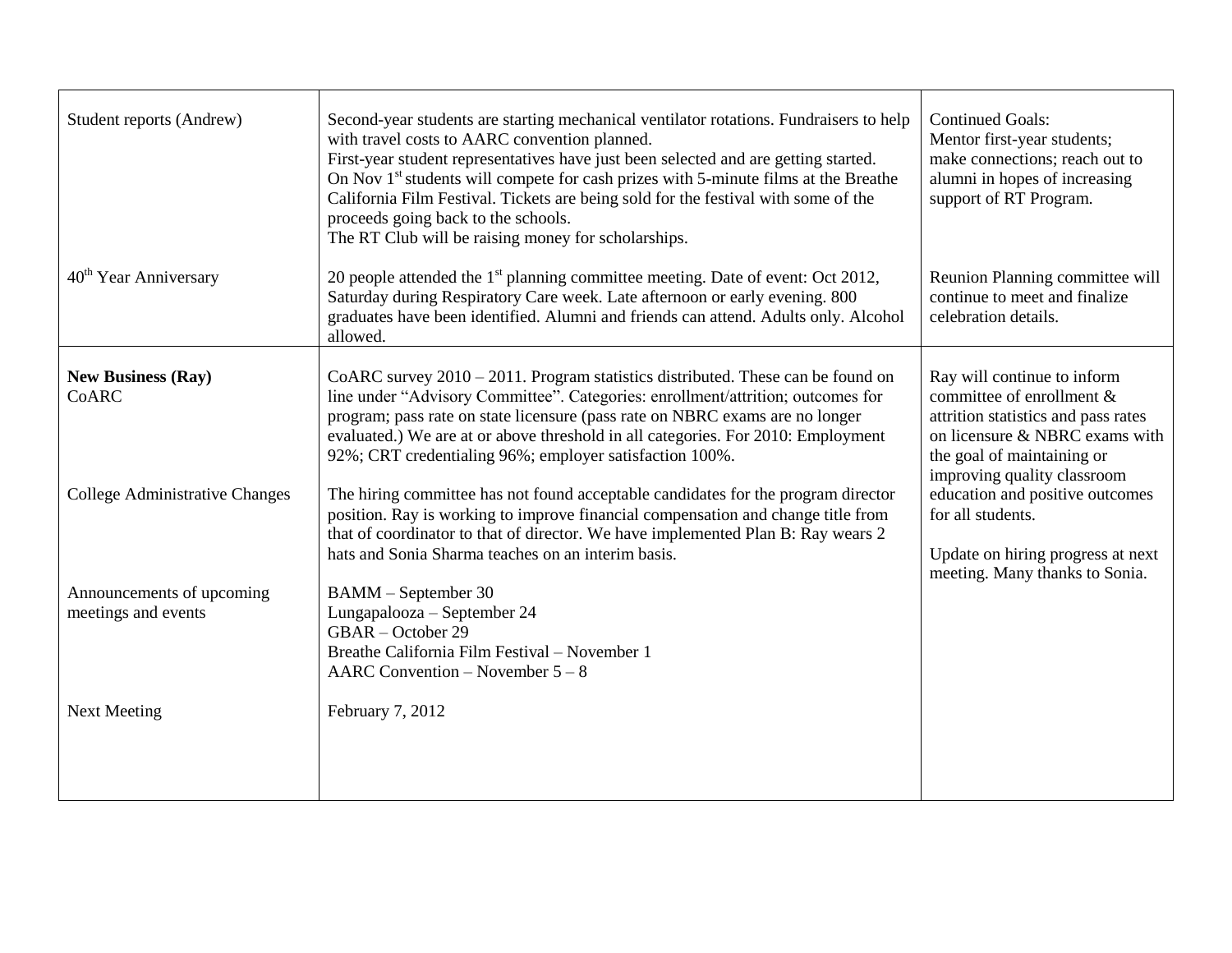| | | |
|---|---|---|
| Student reports (Andrew) | Second-year students are starting mechanical ventilator rotations. Fundraisers to help with travel costs to AARC convention planned.<br>First-year student representatives have just been selected and are getting started.<br>On Nov 1st students will compete for cash prizes with 5-minute films at the Breathe California Film Festival. Tickets are being sold for the festival with some of the proceeds going back to the schools.<br>The RT Club will be raising money for scholarships. | Continued Goals:<br>Mentor first-year students; make connections; reach out to alumni in hopes of increasing support of RT Program. |
| 40th Year Anniversary | 20 people attended the 1st planning committee meeting. Date of event: Oct 2012, Saturday during Respiratory Care week. Late afternoon or early evening. 800 graduates have been identified. Alumni and friends can attend. Adults only. Alcohol allowed. | Reunion Planning committee will continue to meet and finalize celebration details. |
| **New Business (Ray)**<br>CoARC | CoARC survey 2010 – 2011. Program statistics distributed. These can be found on line under "Advisory Committee". Categories: enrollment/attrition; outcomes for program; pass rate on state licensure (pass rate on NBRC exams are no longer evaluated.) We are at or above threshold in all categories. For 2010: Employment 92%; CRT credentialing 96%; employer satisfaction 100%. | Ray will continue to inform committee of enrollment & attrition statistics and pass rates on licensure & NBRC exams with the goal of maintaining or improving quality classroom education and positive outcomes for all students. |
| College Administrative Changes | The hiring committee has not found acceptable candidates for the program director position. Ray is working to improve financial compensation and change title from that of coordinator to that of director. We have implemented Plan B: Ray wears 2 hats and Sonia Sharma teaches on an interim basis. | Update on hiring progress at next meeting. Many thanks to Sonia. |
| Announcements of upcoming meetings and events | BAMM – September 30<br>Lungapalooza – September 24<br>GBAR – October 29<br>Breathe California Film Festival – November 1<br>AARC Convention – November 5 – 8 | |
| Next Meeting | February 7, 2012 | |